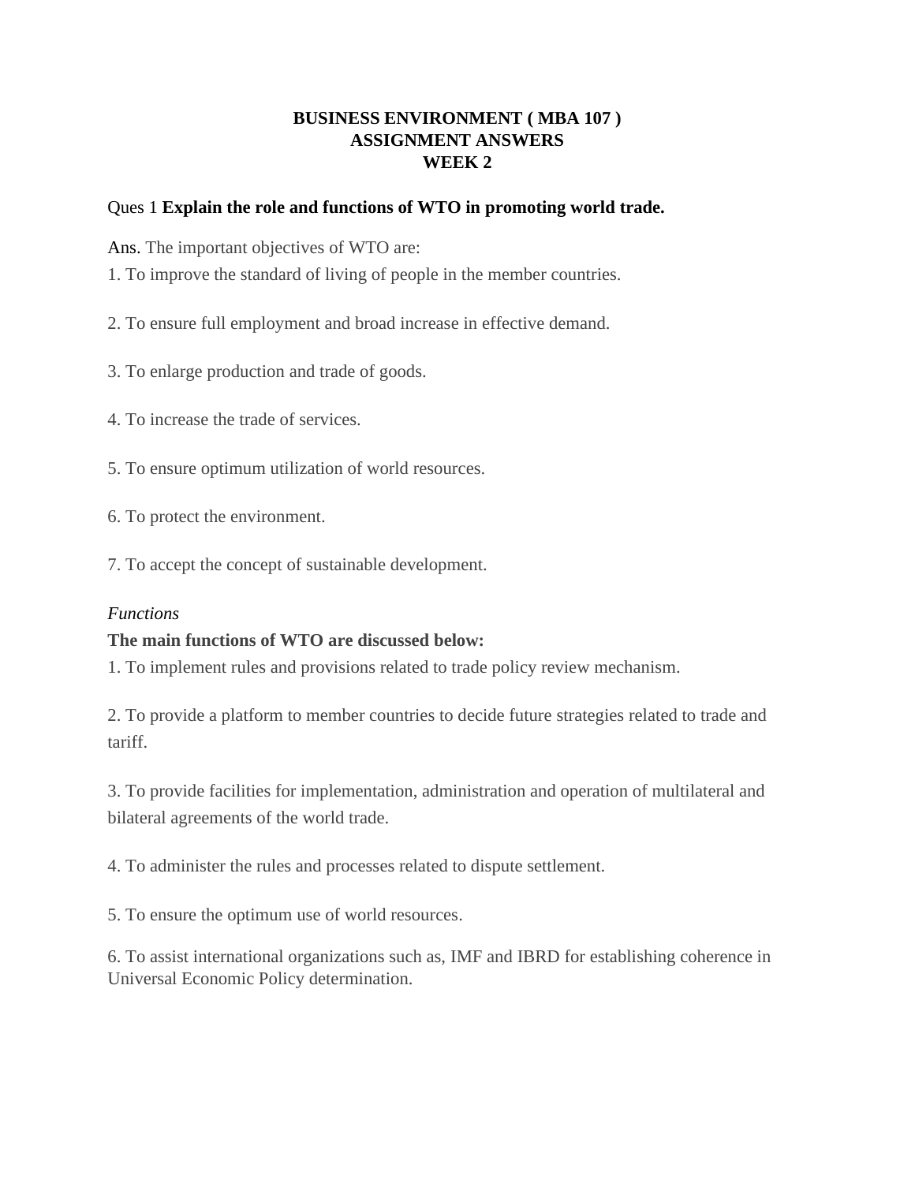**BUSINESS ENVIRONMENT ( MBA 107 )**
**ASSIGNMENT ANSWERS**
**WEEK 2**

Ques 1 **Explain the role and functions of WTO in promoting world trade.**

Ans. The important objectives of WTO are:

1. To improve the standard of living of people in the member countries.

2. To ensure full employment and broad increase in effective demand.

3. To enlarge production and trade of goods.

4. To increase the trade of services.

5. To ensure optimum utilization of world resources.

6. To protect the environment.

7. To accept the concept of sustainable development.

*Functions*

**The main functions of WTO are discussed below:**

1. To implement rules and provisions related to trade policy review mechanism.

2. To provide a platform to member countries to decide future strategies related to trade and tariff.

3. To provide facilities for implementation, administration and operation of multilateral and bilateral agreements of the world trade.

4. To administer the rules and processes related to dispute settlement.

5. To ensure the optimum use of world resources.

6. To assist international organizations such as, IMF and IBRD for establishing coherence in Universal Economic Policy determination.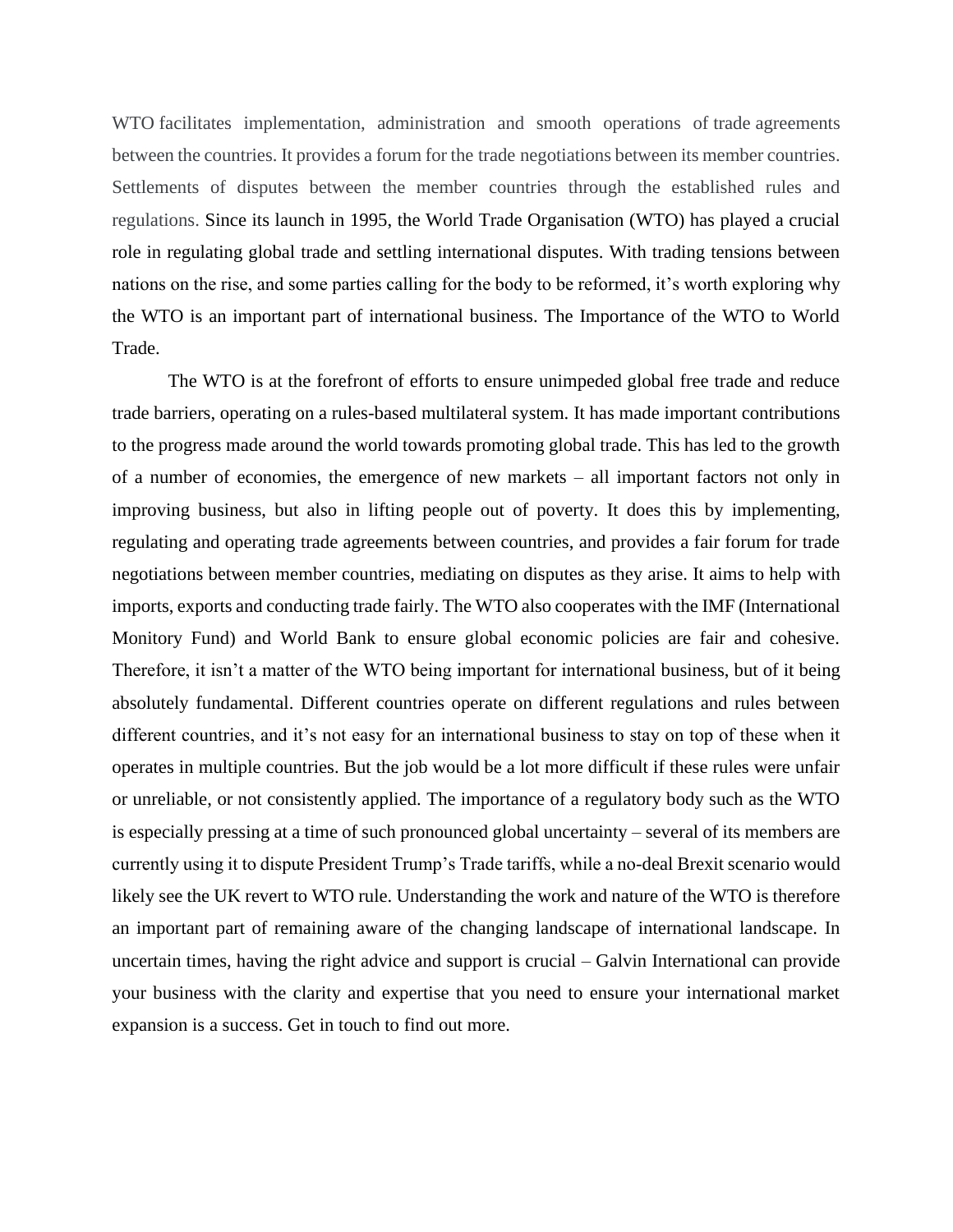WTO facilitates implementation, administration and smooth operations of trade agreements between the countries. It provides a forum for the trade negotiations between its member countries. Settlements of disputes between the member countries through the established rules and regulations. Since its launch in 1995, the World Trade Organisation (WTO) has played a crucial role in regulating global trade and settling international disputes. With trading tensions between nations on the rise, and some parties calling for the body to be reformed, it's worth exploring why the WTO is an important part of international business. The Importance of the WTO to World Trade.

The WTO is at the forefront of efforts to ensure unimpeded global free trade and reduce trade barriers, operating on a rules-based multilateral system. It has made important contributions to the progress made around the world towards promoting global trade. This has led to the growth of a number of economies, the emergence of new markets – all important factors not only in improving business, but also in lifting people out of poverty. It does this by implementing, regulating and operating trade agreements between countries, and provides a fair forum for trade negotiations between member countries, mediating on disputes as they arise. It aims to help with imports, exports and conducting trade fairly. The WTO also cooperates with the IMF (International Monitory Fund) and World Bank to ensure global economic policies are fair and cohesive. Therefore, it isn't a matter of the WTO being important for international business, but of it being absolutely fundamental. Different countries operate on different regulations and rules between different countries, and it's not easy for an international business to stay on top of these when it operates in multiple countries. But the job would be a lot more difficult if these rules were unfair or unreliable, or not consistently applied. The importance of a regulatory body such as the WTO is especially pressing at a time of such pronounced global uncertainty – several of its members are currently using it to dispute President Trump's Trade tariffs, while a no-deal Brexit scenario would likely see the UK revert to WTO rule. Understanding the work and nature of the WTO is therefore an important part of remaining aware of the changing landscape of international landscape. In uncertain times, having the right advice and support is crucial – Galvin International can provide your business with the clarity and expertise that you need to ensure your international market expansion is a success. Get in touch to find out more.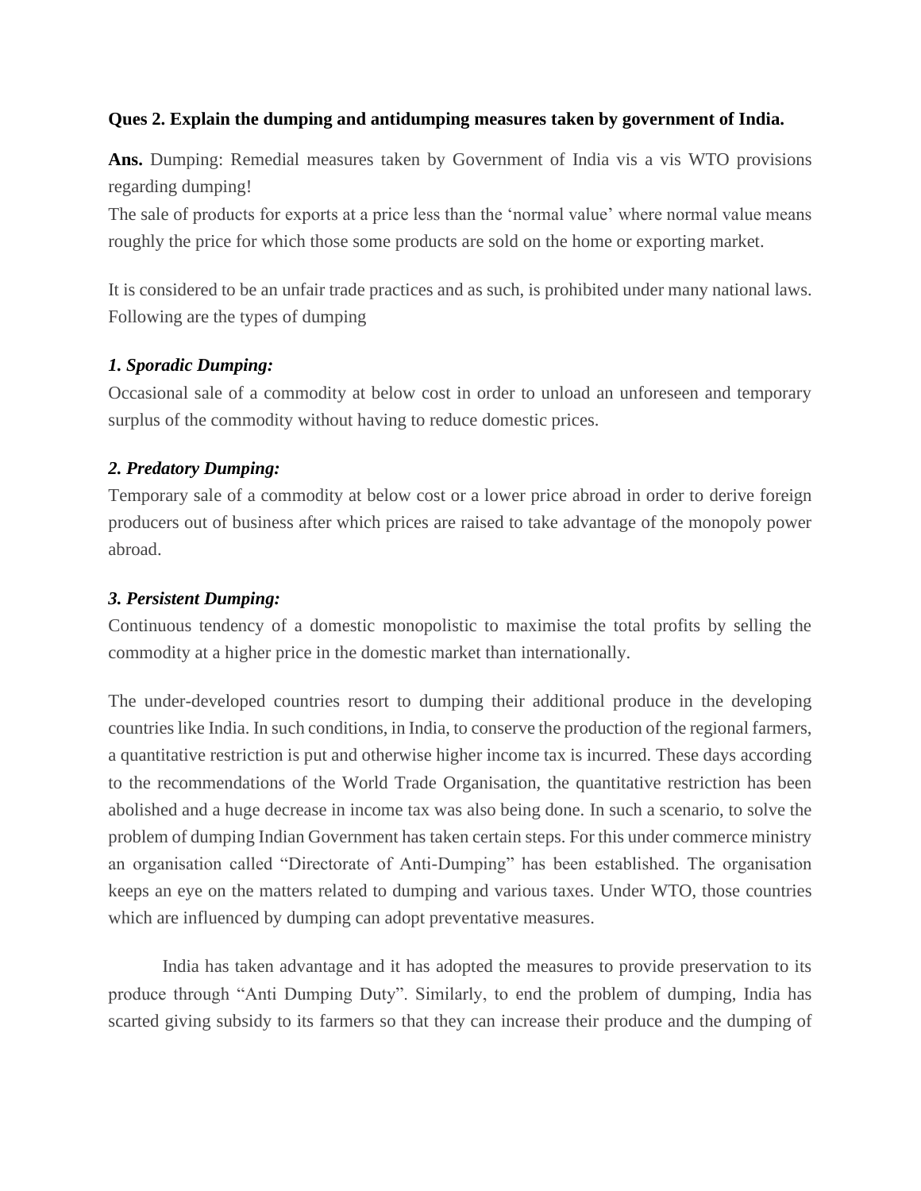**Ques 2. Explain the dumping and antidumping measures taken by government of India.**

**Ans.** Dumping: Remedial measures taken by Government of India vis a vis WTO provisions regarding dumping!

The sale of products for exports at a price less than the 'normal value' where normal value means roughly the price for which those some products are sold on the home or exporting market.

It is considered to be an unfair trade practices and as such, is prohibited under many national laws. Following are the types of dumping

***1. Sporadic Dumping:***

Occasional sale of a commodity at below cost in order to unload an unforeseen and temporary surplus of the commodity without having to reduce domestic prices.

***2. Predatory Dumping:***

Temporary sale of a commodity at below cost or a lower price abroad in order to derive foreign producers out of business after which prices are raised to take advantage of the monopoly power abroad.

***3. Persistent Dumping:***

Continuous tendency of a domestic monopolistic to maximise the total profits by selling the commodity at a higher price in the domestic market than internationally.

The under-developed countries resort to dumping their additional produce in the developing countries like India. In such conditions, in India, to conserve the production of the regional farmers, a quantitative restriction is put and otherwise higher income tax is incurred. These days according to the recommendations of the World Trade Organisation, the quantitative restriction has been abolished and a huge decrease in income tax was also being done. In such a scenario, to solve the problem of dumping Indian Government has taken certain steps. For this under commerce ministry an organisation called "Directorate of Anti-Dumping" has been established. The organisation keeps an eye on the matters related to dumping and various taxes. Under WTO, those countries which are influenced by dumping can adopt preventative measures.

India has taken advantage and it has adopted the measures to provide preservation to its produce through "Anti Dumping Duty". Similarly, to end the problem of dumping, India has scarted giving subsidy to its farmers so that they can increase their produce and the dumping of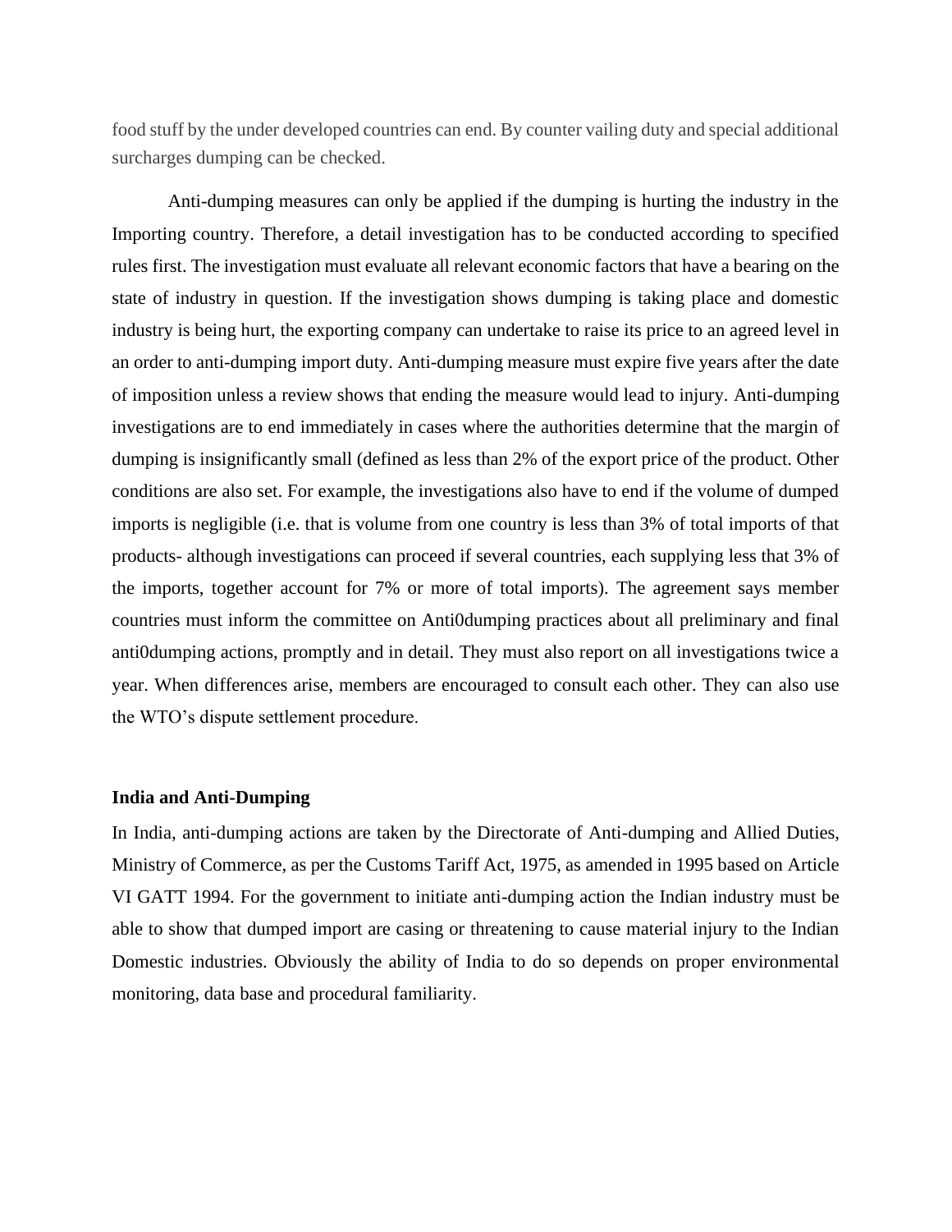food stuff by the under developed countries can end. By counter vailing duty and special additional surcharges dumping can be checked.

Anti-dumping measures can only be applied if the dumping is hurting the industry in the Importing country. Therefore, a detail investigation has to be conducted according to specified rules first. The investigation must evaluate all relevant economic factors that have a bearing on the state of industry in question. If the investigation shows dumping is taking place and domestic industry is being hurt, the exporting company can undertake to raise its price to an agreed level in an order to anti-dumping import duty. Anti-dumping measure must expire five years after the date of imposition unless a review shows that ending the measure would lead to injury. Anti-dumping investigations are to end immediately in cases where the authorities determine that the margin of dumping is insignificantly small (defined as less than 2% of the export price of the product. Other conditions are also set. For example, the investigations also have to end if the volume of dumped imports is negligible (i.e. that is volume from one country is less than 3% of total imports of that products- although investigations can proceed if several countries, each supplying less that 3% of the imports, together account for 7% or more of total imports). The agreement says member countries must inform the committee on Anti0dumping practices about all preliminary and final anti0dumping actions, promptly and in detail. They must also report on all investigations twice a year. When differences arise, members are encouraged to consult each other. They can also use the WTO's dispute settlement procedure.

**India and Anti-Dumping**

In India, anti-dumping actions are taken by the Directorate of Anti-dumping and Allied Duties, Ministry of Commerce, as per the Customs Tariff Act, 1975, as amended in 1995 based on Article VI GATT 1994. For the government to initiate anti-dumping action the Indian industry must be able to show that dumped import are casing or threatening to cause material injury to the Indian Domestic industries. Obviously the ability of India to do so depends on proper environmental monitoring, data base and procedural familiarity.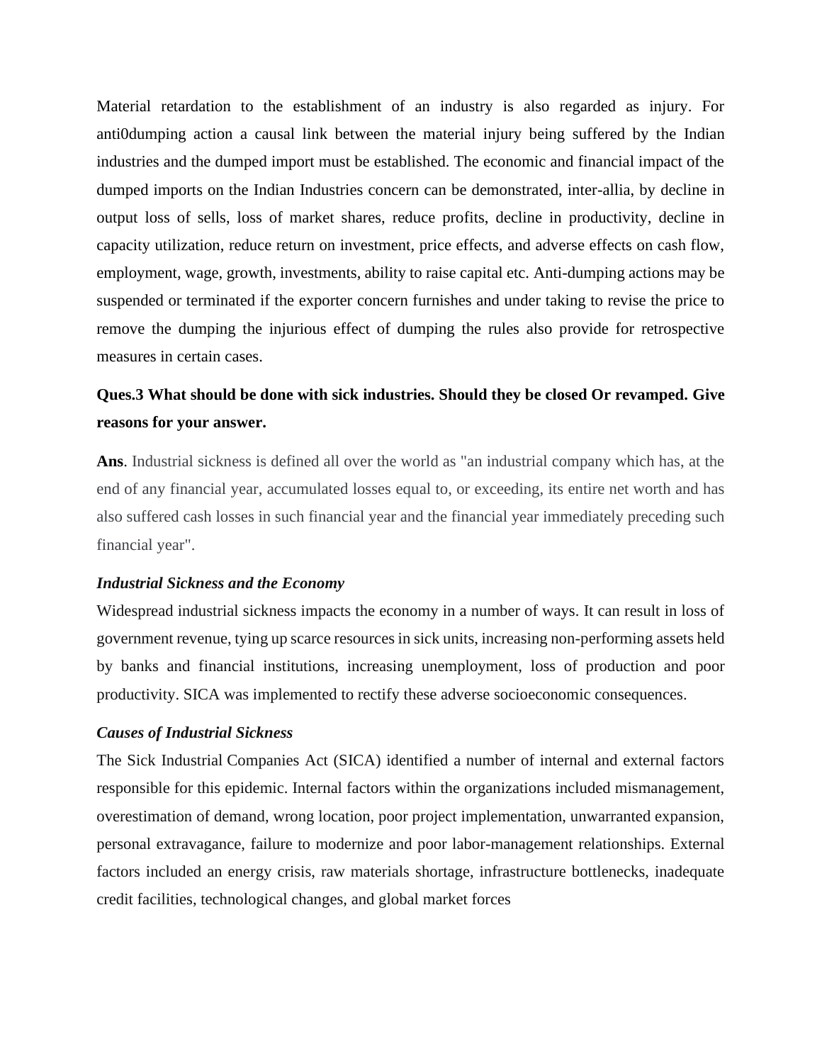Material retardation to the establishment of an industry is also regarded as injury. For anti0dumping action a causal link between the material injury being suffered by the Indian industries and the dumped import must be established. The economic and financial impact of the dumped imports on the Indian Industries concern can be demonstrated, inter-allia, by decline in output loss of sells, loss of market shares, reduce profits, decline in productivity, decline in capacity utilization, reduce return on investment, price effects, and adverse effects on cash flow, employment, wage, growth, investments, ability to raise capital etc. Anti-dumping actions may be suspended or terminated if the exporter concern furnishes and under taking to revise the price to remove the dumping the injurious effect of dumping the rules also provide for retrospective measures in certain cases.

**Ques.3 What should be done with sick industries. Should they be closed Or revamped. Give reasons for your answer.**

**Ans**. Industrial sickness is defined all over the world as "an industrial company which has, at the end of any financial year, accumulated losses equal to, or exceeding, its entire net worth and has also suffered cash losses in such financial year and the financial year immediately preceding such financial year".

***Industrial Sickness and the Economy***

Widespread industrial sickness impacts the economy in a number of ways. It can result in loss of government revenue, tying up scarce resources in sick units, increasing non-performing assets held by banks and financial institutions, increasing unemployment, loss of production and poor productivity. SICA was implemented to rectify these adverse socioeconomic consequences.

***Causes of Industrial Sickness***

The Sick Industrial Companies Act (SICA) identified a number of internal and external factors responsible for this epidemic. Internal factors within the organizations included mismanagement, overestimation of demand, wrong location, poor project implementation, unwarranted expansion, personal extravagance, failure to modernize and poor labor-management relationships. External factors included an energy crisis, raw materials shortage, infrastructure bottlenecks, inadequate credit facilities, technological changes, and global market forces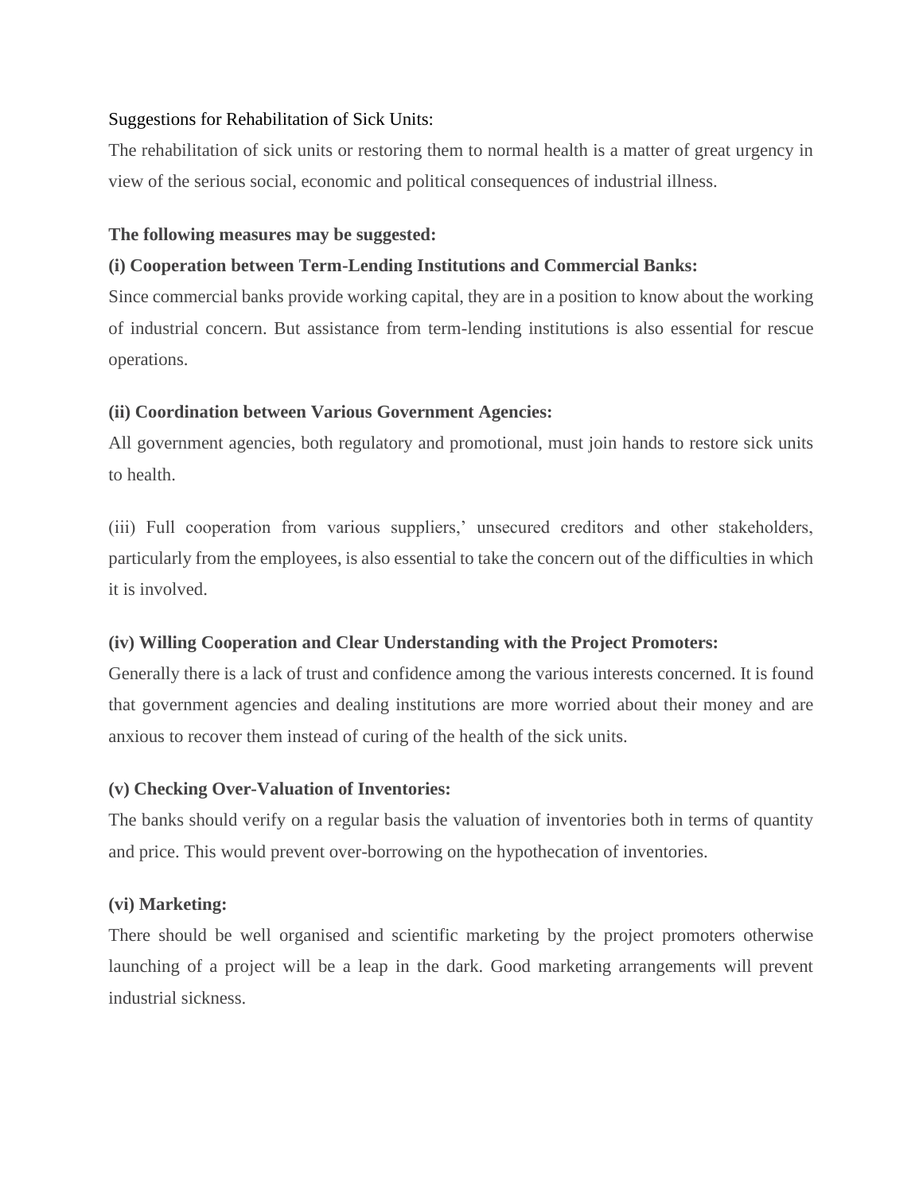Suggestions for Rehabilitation of Sick Units:

The rehabilitation of sick units or restoring them to normal health is a matter of great urgency in view of the serious social, economic and political consequences of industrial illness.

**The following measures may be suggested:**

**(i) Cooperation between Term-Lending Institutions and Commercial Banks:**

Since commercial banks provide working capital, they are in a position to know about the working of industrial concern. But assistance from term-lending institutions is also essential for rescue operations.

**(ii) Coordination between Various Government Agencies:**

All government agencies, both regulatory and promotional, must join hands to restore sick units to health.

(iii) Full cooperation from various suppliers,' unsecured creditors and other stakeholders, particularly from the employees, is also essential to take the concern out of the difficulties in which it is involved.

**(iv) Willing Cooperation and Clear Understanding with the Project Promoters:**

Generally there is a lack of trust and confidence among the various interests concerned. It is found that government agencies and dealing institutions are more worried about their money and are anxious to recover them instead of curing of the health of the sick units.

**(v) Checking Over-Valuation of Inventories:**

The banks should verify on a regular basis the valuation of inventories both in terms of quantity and price. This would prevent over-borrowing on the hypothecation of inventories.

**(vi) Marketing:**

There should be well organised and scientific marketing by the project promoters otherwise launching of a project will be a leap in the dark. Good marketing arrangements will prevent industrial sickness.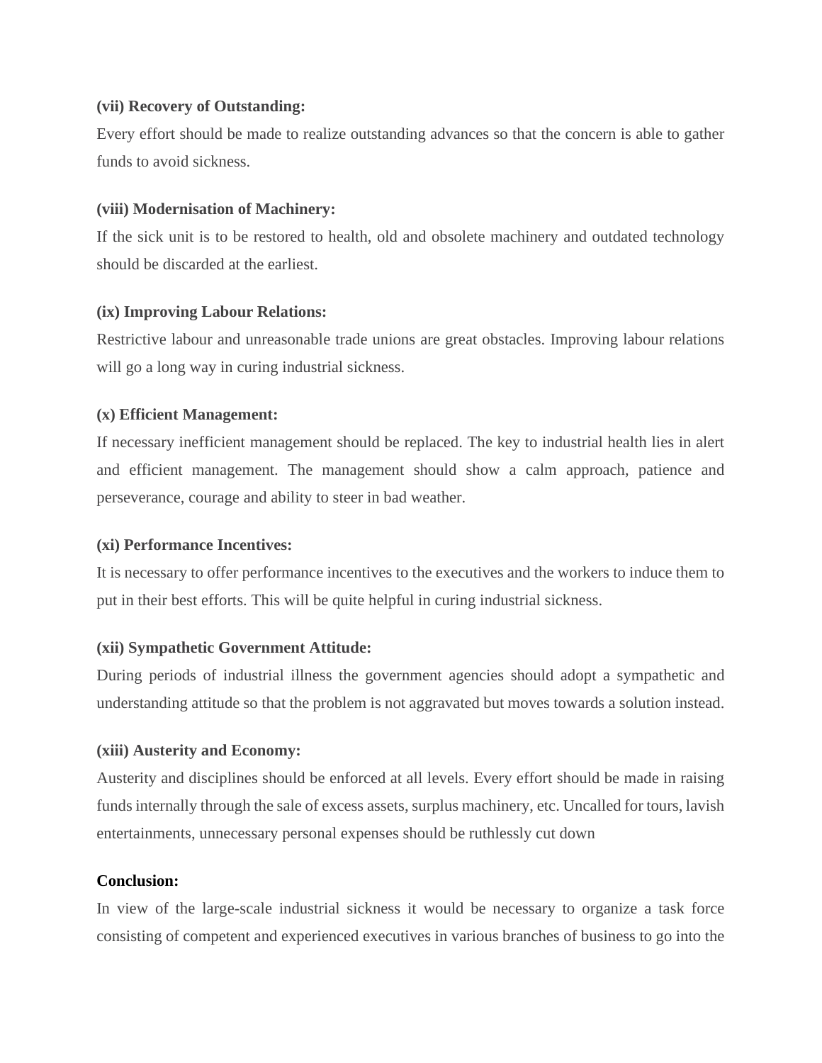**(vii) Recovery of Outstanding:**

Every effort should be made to realize outstanding advances so that the concern is able to gather funds to avoid sickness.

**(viii) Modernisation of Machinery:**

If the sick unit is to be restored to health, old and obsolete machinery and outdated technology should be discarded at the earliest.

**(ix) Improving Labour Relations:**

Restrictive labour and unreasonable trade unions are great obstacles. Improving labour relations will go a long way in curing industrial sickness.

**(x) Efficient Management:**

If necessary inefficient management should be replaced. The key to industrial health lies in alert and efficient management. The management should show a calm approach, patience and perseverance, courage and ability to steer in bad weather.

**(xi) Performance Incentives:**

It is necessary to offer performance incentives to the executives and the workers to induce them to put in their best efforts. This will be quite helpful in curing industrial sickness.

**(xii) Sympathetic Government Attitude:**

During periods of industrial illness the government agencies should adopt a sympathetic and understanding attitude so that the problem is not aggravated but moves towards a solution instead.

**(xiii) Austerity and Economy:**

Austerity and disciplines should be enforced at all levels. Every effort should be made in raising funds internally through the sale of excess assets, surplus machinery, etc. Uncalled for tours, lavish entertainments, unnecessary personal expenses should be ruthlessly cut down

**Conclusion:**

In view of the large-scale industrial sickness it would be necessary to organize a task force consisting of competent and experienced executives in various branches of business to go into the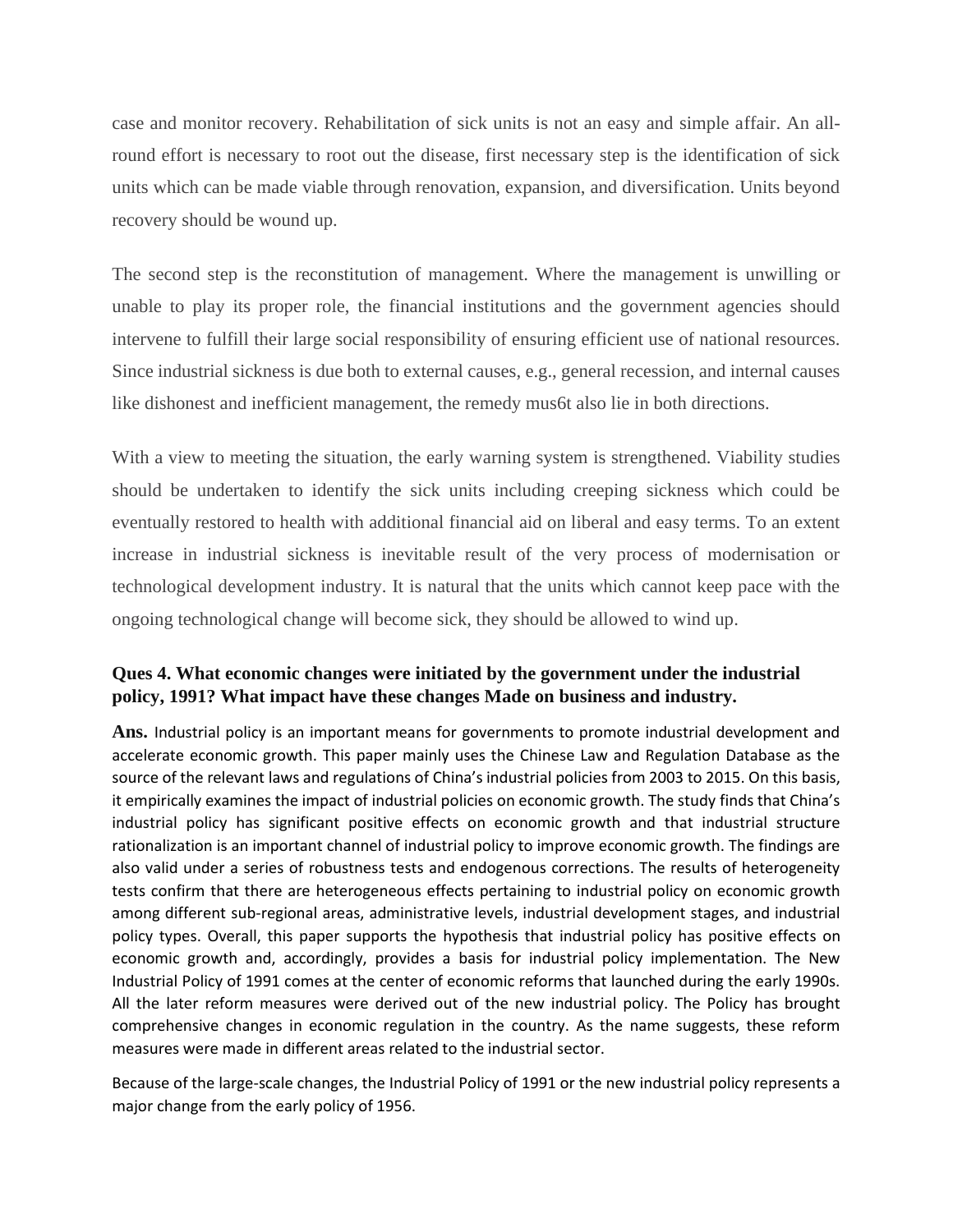case and monitor recovery. Rehabilitation of sick units is not an easy and simple affair. An all-round effort is necessary to root out the disease, first necessary step is the identification of sick units which can be made viable through renovation, expansion, and diversification. Units beyond recovery should be wound up.

The second step is the reconstitution of management. Where the management is unwilling or unable to play its proper role, the financial institutions and the government agencies should intervene to fulfill their large social responsibility of ensuring efficient use of national resources. Since industrial sickness is due both to external causes, e.g., general recession, and internal causes like dishonest and inefficient management, the remedy mus6t also lie in both directions.

With a view to meeting the situation, the early warning system is strengthened. Viability studies should be undertaken to identify the sick units including creeping sickness which could be eventually restored to health with additional financial aid on liberal and easy terms. To an extent increase in industrial sickness is inevitable result of the very process of modernisation or technological development industry. It is natural that the units which cannot keep pace with the ongoing technological change will become sick, they should be allowed to wind up.

**Ques 4. What economic changes were initiated by the government under the industrial policy, 1991? What impact have these changes Made on business and industry.**

**Ans.** Industrial policy is an important means for governments to promote industrial development and accelerate economic growth. This paper mainly uses the Chinese Law and Regulation Database as the source of the relevant laws and regulations of China's industrial policies from 2003 to 2015. On this basis, it empirically examines the impact of industrial policies on economic growth. The study finds that China's industrial policy has significant positive effects on economic growth and that industrial structure rationalization is an important channel of industrial policy to improve economic growth. The findings are also valid under a series of robustness tests and endogenous corrections. The results of heterogeneity tests confirm that there are heterogeneous effects pertaining to industrial policy on economic growth among different sub-regional areas, administrative levels, industrial development stages, and industrial policy types. Overall, this paper supports the hypothesis that industrial policy has positive effects on economic growth and, accordingly, provides a basis for industrial policy implementation. The New Industrial Policy of 1991 comes at the center of economic reforms that launched during the early 1990s. All the later reform measures were derived out of the new industrial policy. The Policy has brought comprehensive changes in economic regulation in the country. As the name suggests, these reform measures were made in different areas related to the industrial sector.

Because of the large-scale changes, the Industrial Policy of 1991 or the new industrial policy represents a major change from the early policy of 1956.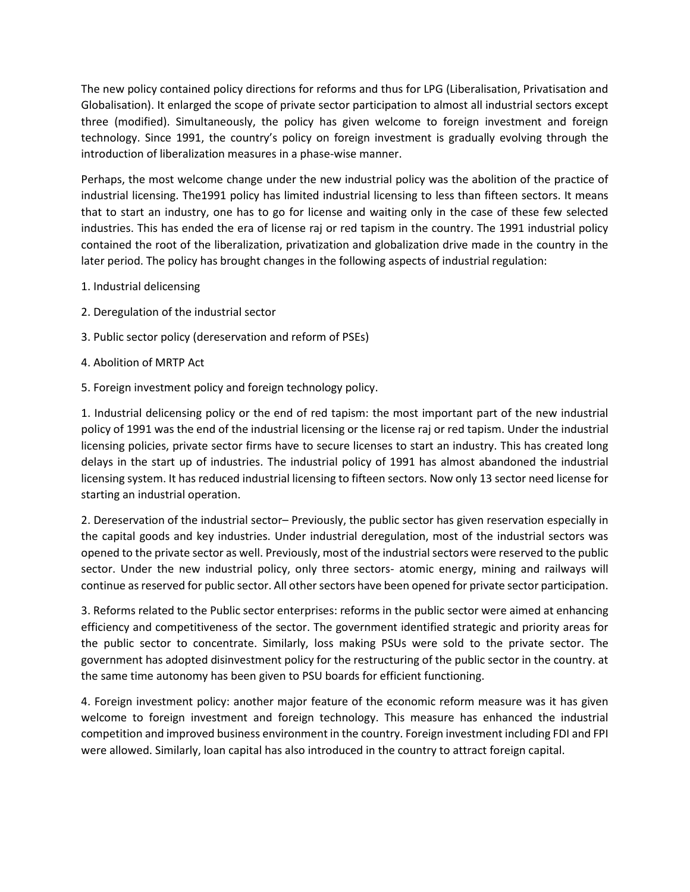The new policy contained policy directions for reforms and thus for LPG (Liberalisation, Privatisation and Globalisation). It enlarged the scope of private sector participation to almost all industrial sectors except three (modified). Simultaneously, the policy has given welcome to foreign investment and foreign technology. Since 1991, the country's policy on foreign investment is gradually evolving through the introduction of liberalization measures in a phase-wise manner.

Perhaps, the most welcome change under the new industrial policy was the abolition of the practice of industrial licensing. The1991 policy has limited industrial licensing to less than fifteen sectors. It means that to start an industry, one has to go for license and waiting only in the case of these few selected industries. This has ended the era of license raj or red tapism in the country. The 1991 industrial policy contained the root of the liberalization, privatization and globalization drive made in the country in the later period. The policy has brought changes in the following aspects of industrial regulation:

1. Industrial delicensing
2. Deregulation of the industrial sector
3. Public sector policy (dereservation and reform of PSEs)
4. Abolition of MRTP Act
5. Foreign investment policy and foreign technology policy.

1. Industrial delicensing policy or the end of red tapism: the most important part of the new industrial policy of 1991 was the end of the industrial licensing or the license raj or red tapism. Under the industrial licensing policies, private sector firms have to secure licenses to start an industry. This has created long delays in the start up of industries. The industrial policy of 1991 has almost abandoned the industrial licensing system. It has reduced industrial licensing to fifteen sectors. Now only 13 sector need license for starting an industrial operation.

2. Dereservation of the industrial sector– Previously, the public sector has given reservation especially in the capital goods and key industries. Under industrial deregulation, most of the industrial sectors was opened to the private sector as well. Previously, most of the industrial sectors were reserved to the public sector. Under the new industrial policy, only three sectors- atomic energy, mining and railways will continue as reserved for public sector. All other sectors have been opened for private sector participation.

3. Reforms related to the Public sector enterprises: reforms in the public sector were aimed at enhancing efficiency and competitiveness of the sector. The government identified strategic and priority areas for the public sector to concentrate. Similarly, loss making PSUs were sold to the private sector. The government has adopted disinvestment policy for the restructuring of the public sector in the country. at the same time autonomy has been given to PSU boards for efficient functioning.

4. Foreign investment policy: another major feature of the economic reform measure was it has given welcome to foreign investment and foreign technology. This measure has enhanced the industrial competition and improved business environment in the country. Foreign investment including FDI and FPI were allowed. Similarly, loan capital has also introduced in the country to attract foreign capital.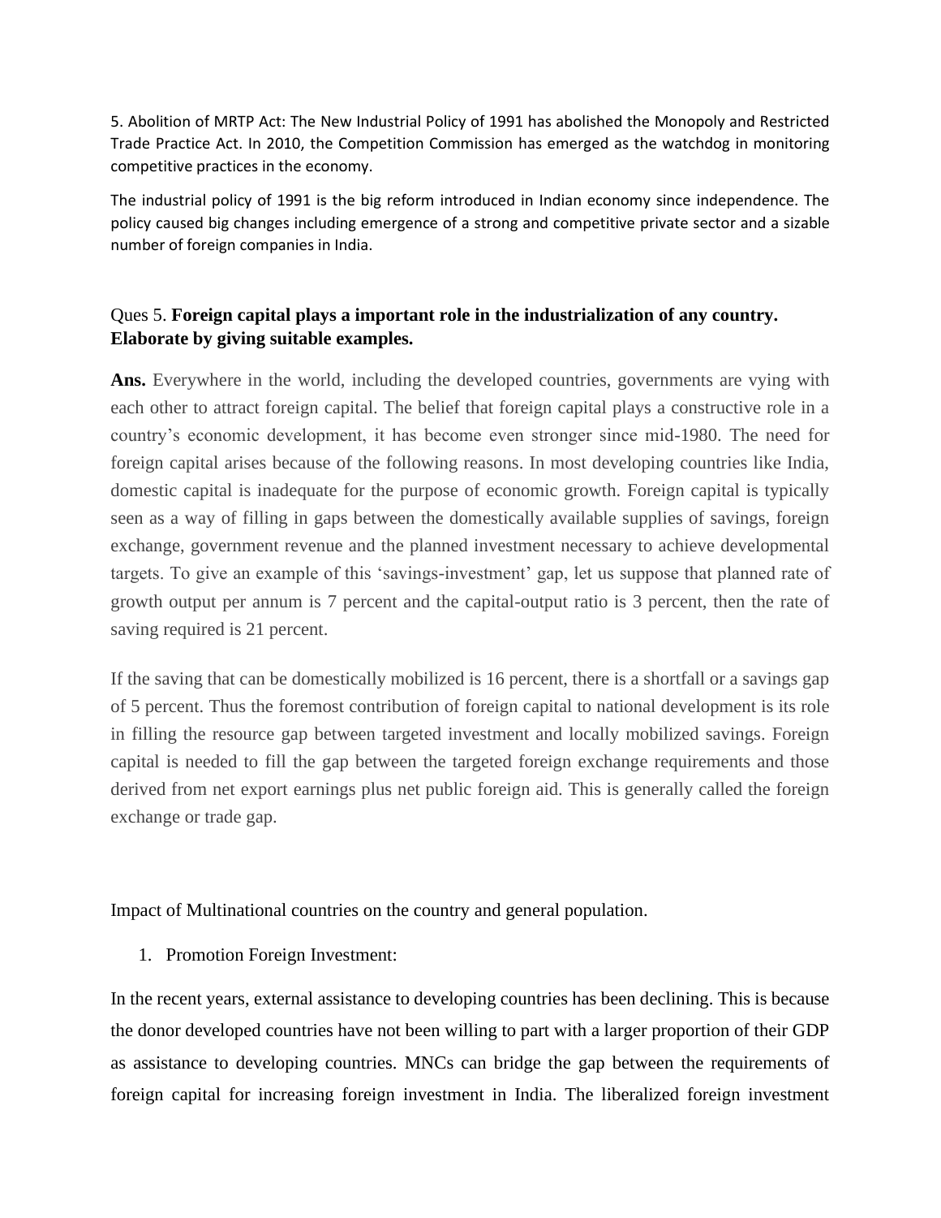5. Abolition of MRTP Act: The New Industrial Policy of 1991 has abolished the Monopoly and Restricted Trade Practice Act. In 2010, the Competition Commission has emerged as the watchdog in monitoring competitive practices in the economy.

The industrial policy of 1991 is the big reform introduced in Indian economy since independence. The policy caused big changes including emergence of a strong and competitive private sector and a sizable number of foreign companies in India.

Ques 5. **Foreign capital plays a important role in the industrialization of any country. Elaborate by giving suitable examples.**

**Ans.** Everywhere in the world, including the developed countries, governments are vying with each other to attract foreign capital. The belief that foreign capital plays a constructive role in a country's economic development, it has become even stronger since mid-1980. The need for foreign capital arises because of the following reasons. In most developing countries like India, domestic capital is inadequate for the purpose of economic growth. Foreign capital is typically seen as a way of filling in gaps between the domestically available supplies of savings, foreign exchange, government revenue and the planned investment necessary to achieve developmental targets. To give an example of this 'savings-investment' gap, let us suppose that planned rate of growth output per annum is 7 percent and the capital-output ratio is 3 percent, then the rate of saving required is 21 percent.

If the saving that can be domestically mobilized is 16 percent, there is a shortfall or a savings gap of 5 percent. Thus the foremost contribution of foreign capital to national development is its role in filling the resource gap between targeted investment and locally mobilized savings. Foreign capital is needed to fill the gap between the targeted foreign exchange requirements and those derived from net export earnings plus net public foreign aid. This is generally called the foreign exchange or trade gap.

Impact of Multinational countries on the country and general population.

1. Promotion Foreign Investment:

In the recent years, external assistance to developing countries has been declining. This is because the donor developed countries have not been willing to part with a larger proportion of their GDP as assistance to developing countries. MNCs can bridge the gap between the requirements of foreign capital for increasing foreign investment in India. The liberalized foreign investment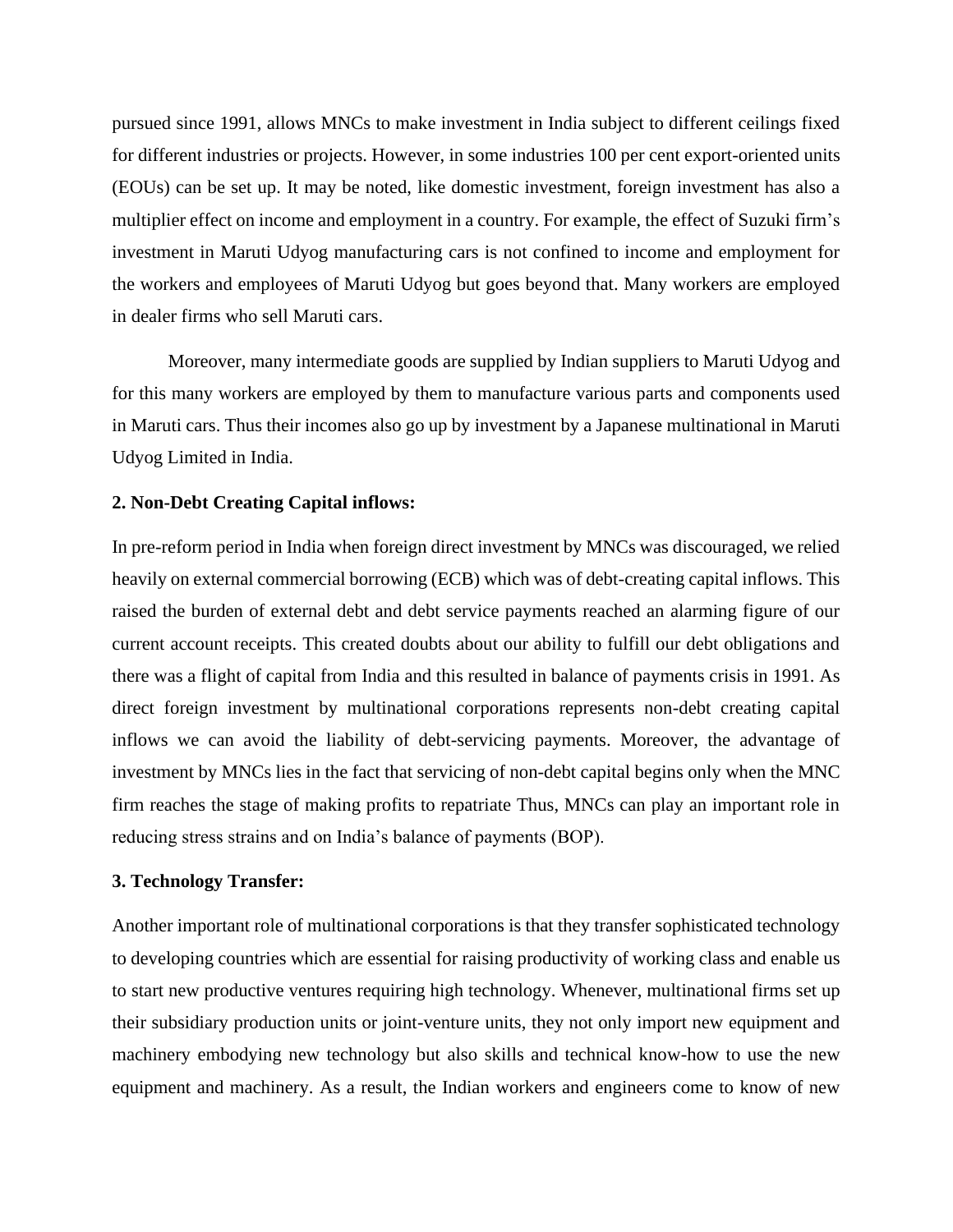pursued since 1991, allows MNCs to make investment in India subject to different ceilings fixed for different industries or projects. However, in some industries 100 per cent export-oriented units (EOUs) can be set up. It may be noted, like domestic investment, foreign investment has also a multiplier effect on income and employment in a country. For example, the effect of Suzuki firm's investment in Maruti Udyog manufacturing cars is not confined to income and employment for the workers and employees of Maruti Udyog but goes beyond that. Many workers are employed in dealer firms who sell Maruti cars.

Moreover, many intermediate goods are supplied by Indian suppliers to Maruti Udyog and for this many workers are employed by them to manufacture various parts and components used in Maruti cars. Thus their incomes also go up by investment by a Japanese multinational in Maruti Udyog Limited in India.

**2. Non-Debt Creating Capital inflows:**

In pre-reform period in India when foreign direct investment by MNCs was discouraged, we relied heavily on external commercial borrowing (ECB) which was of debt-creating capital inflows. This raised the burden of external debt and debt service payments reached an alarming figure of our current account receipts. This created doubts about our ability to fulfill our debt obligations and there was a flight of capital from India and this resulted in balance of payments crisis in 1991. As direct foreign investment by multinational corporations represents non-debt creating capital inflows we can avoid the liability of debt-servicing payments. Moreover, the advantage of investment by MNCs lies in the fact that servicing of non-debt capital begins only when the MNC firm reaches the stage of making profits to repatriate Thus, MNCs can play an important role in reducing stress strains and on India's balance of payments (BOP).

**3. Technology Transfer:**

Another important role of multinational corporations is that they transfer sophisticated technology to developing countries which are essential for raising productivity of working class and enable us to start new productive ventures requiring high technology. Whenever, multinational firms set up their subsidiary production units or joint-venture units, they not only import new equipment and machinery embodying new technology but also skills and technical know-how to use the new equipment and machinery. As a result, the Indian workers and engineers come to know of new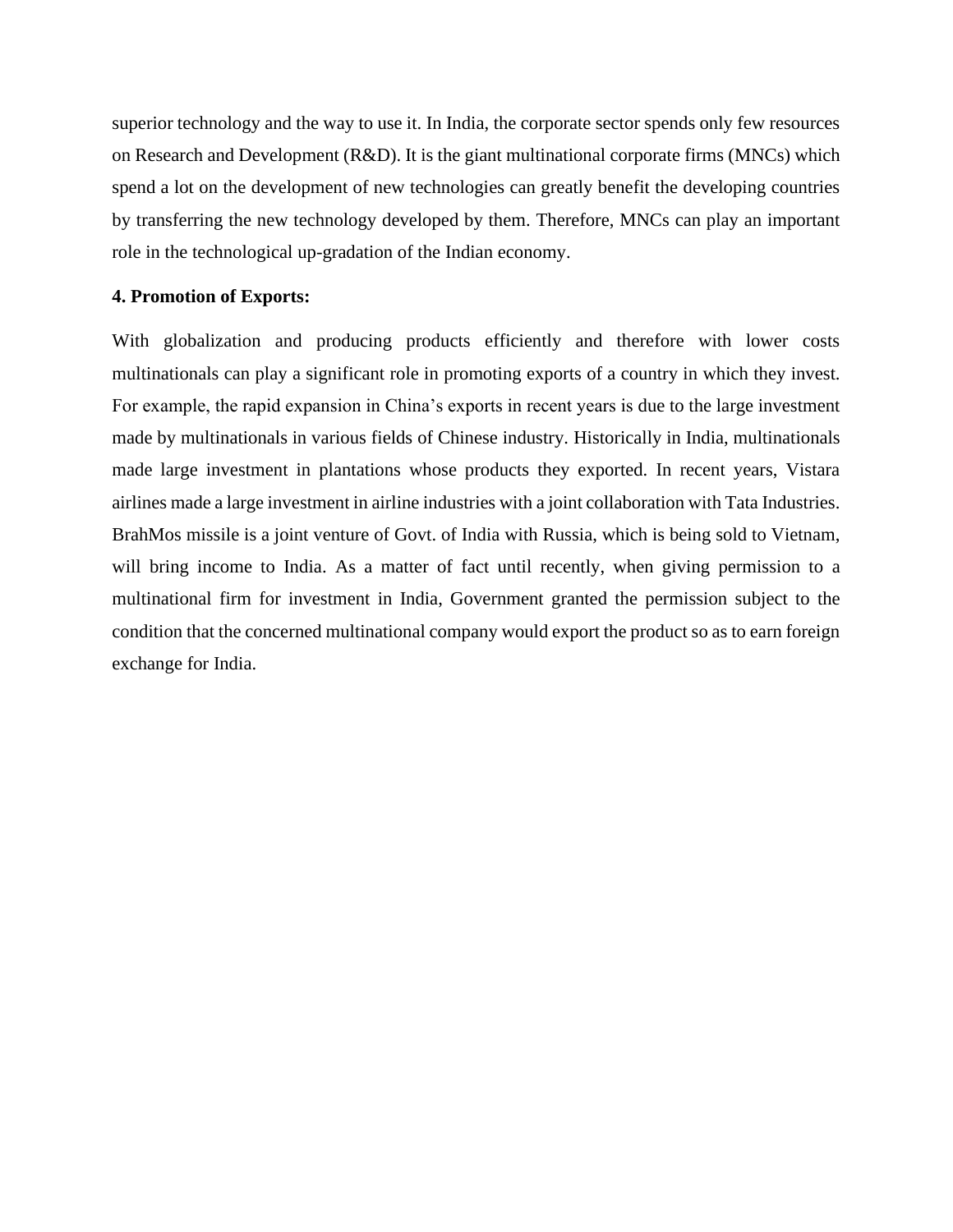superior technology and the way to use it. In India, the corporate sector spends only few resources on Research and Development (R&D). It is the giant multinational corporate firms (MNCs) which spend a lot on the development of new technologies can greatly benefit the developing countries by transferring the new technology developed by them. Therefore, MNCs can play an important role in the technological up-gradation of the Indian economy.

**4. Promotion of Exports:**

With globalization and producing products efficiently and therefore with lower costs multinationals can play a significant role in promoting exports of a country in which they invest. For example, the rapid expansion in China's exports in recent years is due to the large investment made by multinationals in various fields of Chinese industry. Historically in India, multinationals made large investment in plantations whose products they exported. In recent years, Vistara airlines made a large investment in airline industries with a joint collaboration with Tata Industries. BrahMos missile is a joint venture of Govt. of India with Russia, which is being sold to Vietnam, will bring income to India. As a matter of fact until recently, when giving permission to a multinational firm for investment in India, Government granted the permission subject to the condition that the concerned multinational company would export the product so as to earn foreign exchange for India.